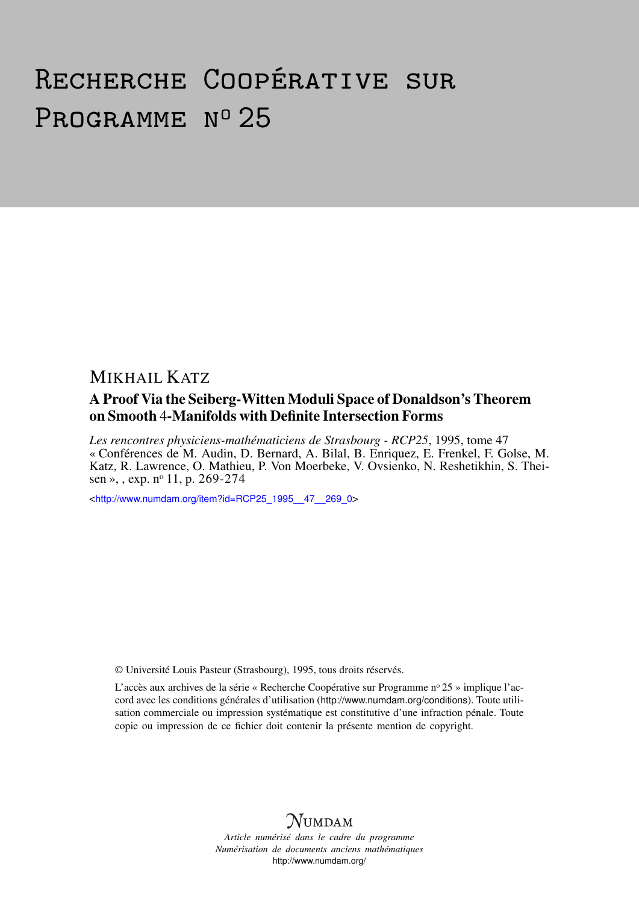# Recherche Coopérative sur Programme n° 25

MIKHAIL KATZ

## A Proof Via the Seiberg-Witten Moduli Space of Donaldson's Theorem on Smooth 4-Manifolds with Definite Intersection Forms

*Les rencontres physiciens-mathématiciens de Strasbourg - RCP25*, 1995, tome 47 « Conférences de M. Audin, D. Bernard, A. Bilal, B. Enriquez, E. Frenkel, F. Golse, M. Katz, R. Lawrence, O. Mathieu, P. Von Moerbeke, V. Ovsienko, N. Reshetikhin, S. Theisen », , exp. n° 11, p. 269-274

<http://www.numdam.org/item?id=RCP25_1995__47__269_0>

© Université Louis Pasteur (Strasbourg), 1995, tous droits réservés.

L'accès aux archives de la série « Recherche Coopérative sur Programme n° 25 » implique l'accord avec les conditions générales d'utilisation (http://www.numdam.org/conditions). Toute utilisation commerciale ou impression systématique est constitutive d'une infraction pénale. Toute copie ou impression de ce fichier doit contenir la présente mention de copyright.

NUMDAM

*Article numérisé dans le cadre du programme*
*Numérisation de documents anciens mathématiques*
http://www.numdam.org/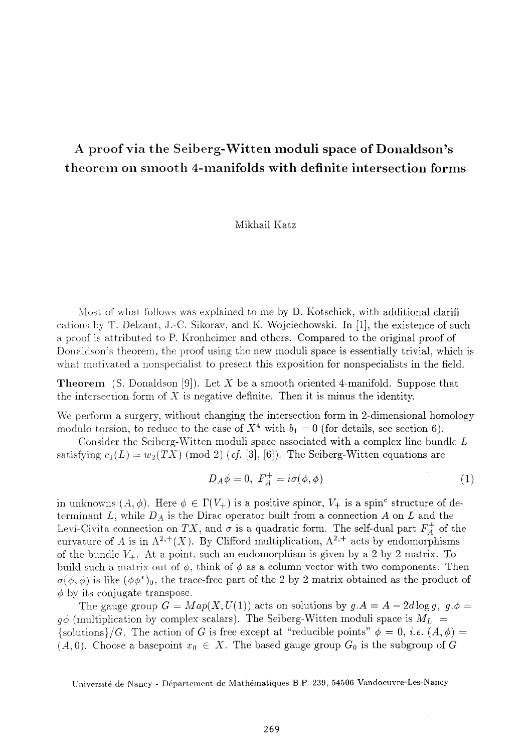# A proof via the Seiberg-Witten moduli space of Donaldson's theorem on smooth 4-manifolds with definite intersection forms

Mikhail Katz

Most of what follows was explained to me by D. Kotschick, with additional clarifications by T. Delzant, J.-C. Sikorav, and K. Wojciechowski. In [1], the existence of such a proof is attributed to P. Kronheimer and others. Compared to the original proof of Donaldson's theorem, the proof using the new moduli space is essentially trivial, which is what motivated a nonspecialist to present this exposition for nonspecialists in the field.

**Theorem** (S. Donaldson [9]). *Let $X$ be a smooth oriented 4-manifold. Suppose that the intersection form of $X$ is negative definite. Then it is minus the identity.*

We perform a surgery, without changing the intersection form in 2-dimensional homology modulo torsion, to reduce to the case of $X^4$ with $b_1 = 0$ (for details, see section 6).

Consider the Seiberg-Witten moduli space associated with a complex line bundle $L$ satisfying $c_1(L) = w_2(TX) \pmod 2$ (*cf.* [3], [6]). The Seiberg-Witten equations are

$$D_A\phi = 0, \ F_A^+ = i\sigma(\phi, \phi) \tag{1}$$

in unknowns $(A, \phi)$. Here $\phi \in \Gamma(V_+)$ is a positive spinor, $V_+$ is a spin$^c$ structure of determinant $L$, while $D_A$ is the Dirac operator built from a connection $A$ on $L$ and the Levi-Civita connection on $TX$, and $\sigma$ is a quadratic form. The self-dual part $F_A^+$ of the curvature of $A$ is in $\Lambda^{2,+}(X)$. By Clifford multiplication, $\Lambda^{2,+}$ acts by endomorphisms of the bundle $V_+$. At a point, such an endomorphism is given by a 2 by 2 matrix. To build such a matrix out of $\phi$, think of $\phi$ as a column vector with two components. Then $\sigma(\phi, \phi)$ is like $(\phi\phi^*)_0$, the trace-free part of the 2 by 2 matrix obtained as the product of $\phi$ by its conjugate transpose.

The gauge group $G = Map(X, U(1))$ acts on solutions by $g.A = A - 2d \log g$, $g.\phi = g\phi$ (multiplication by complex scalars). The Seiberg-Witten moduli space is $M_L = \{\text{solutions}\}/G$. The action of $G$ is free except at "reducible points" $\phi = 0$, *i.e.* $(A, \phi) = (A, 0)$. Choose a basepoint $x_0 \in X$. The based gauge group $G_0$ is the subgroup of $G$

Université de Nancy - Département de Mathématiques B.P. 239, 54506 Vandoeuvre-Les-Nancy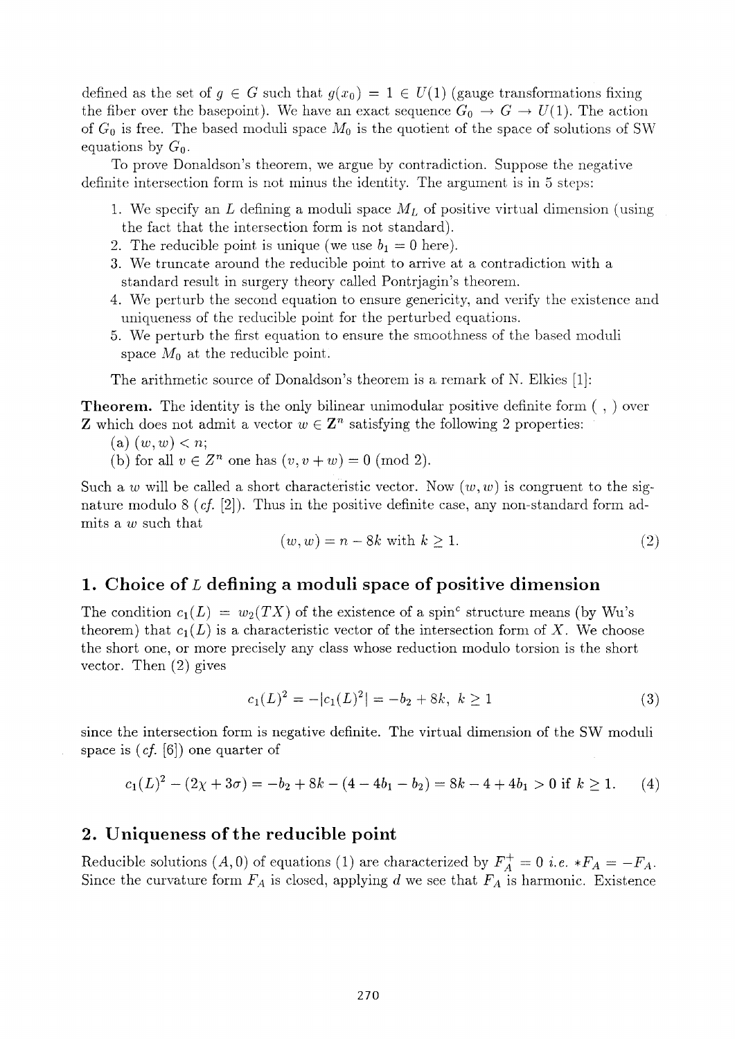defined as the set of $g \in G$ such that $g(x_0) = 1 \in U(1)$ (gauge transformations fixing the fiber over the basepoint). We have an exact sequence $G_0 \to G \to U(1)$. The action of $G_0$ is free. The based moduli space $M_0$ is the quotient of the space of solutions of SW equations by $G_0$.

To prove Donaldson's theorem, we argue by contradiction. Suppose the negative definite intersection form is not minus the identity. The argument is in 5 steps:

1. We specify an $L$ defining a moduli space $M_L$ of positive virtual dimension (using the fact that the intersection form is not standard).
2. The reducible point is unique (we use $b_1 = 0$ here).
3. We truncate around the reducible point to arrive at a contradiction with a standard result in surgery theory called Pontrjagin's theorem.
4. We perturb the second equation to ensure genericity, and verify the existence and uniqueness of the reducible point for the perturbed equations.
5. We perturb the first equation to ensure the smoothness of the based moduli space $M_0$ at the reducible point.

The arithmetic source of Donaldson's theorem is a remark of N. Elkies [1]:

**Theorem.** The identity is the only bilinear unimodular positive definite form $(\ ,\ )$ over $\mathbf{Z}$ which does not admit a vector $w \in \mathbf{Z}^n$ satisfying the following 2 properties:

(a) $(w, w) < n$;

(b) for all $v \in Z^n$ one has $(v, v + w) = 0 \pmod 2$.

Such a $w$ will be called a short characteristic vector. Now $(w, w)$ is congruent to the signature modulo 8 (*cf.* [2]). Thus in the positive definite case, any non-standard form admits a $w$ such that

$$(w, w) = n - 8k \text{ with } k \geq 1. \tag{2}$$

## 1. Choice of $L$ defining a moduli space of positive dimension

The condition $c_1(L) = w_2(TX)$ of the existence of a spin$^c$ structure means (by Wu's theorem) that $c_1(L)$ is a characteristic vector of the intersection form of $X$. We choose the short one, or more precisely any class whose reduction modulo torsion is the short vector. Then (2) gives

$$c_1(L)^2 = -|c_1(L)^2| = -b_2 + 8k, \ k \geq 1 \tag{3}$$

since the intersection form is negative definite. The virtual dimension of the SW moduli space is (*cf.* [6]) one quarter of

$$c_1(L)^2 - (2\chi + 3\sigma) = -b_2 + 8k - (4 - 4b_1 - b_2) = 8k - 4 + 4b_1 > 0 \text{ if } k \geq 1. \tag{4}$$

## 2. Uniqueness of the reducible point

Reducible solutions $(A, 0)$ of equations (1) are characterized by $F_A^+ = 0$ *i.e.* $*F_A = -F_A$. Since the curvature form $F_A$ is closed, applying $d$ we see that $F_A$ is harmonic. Existence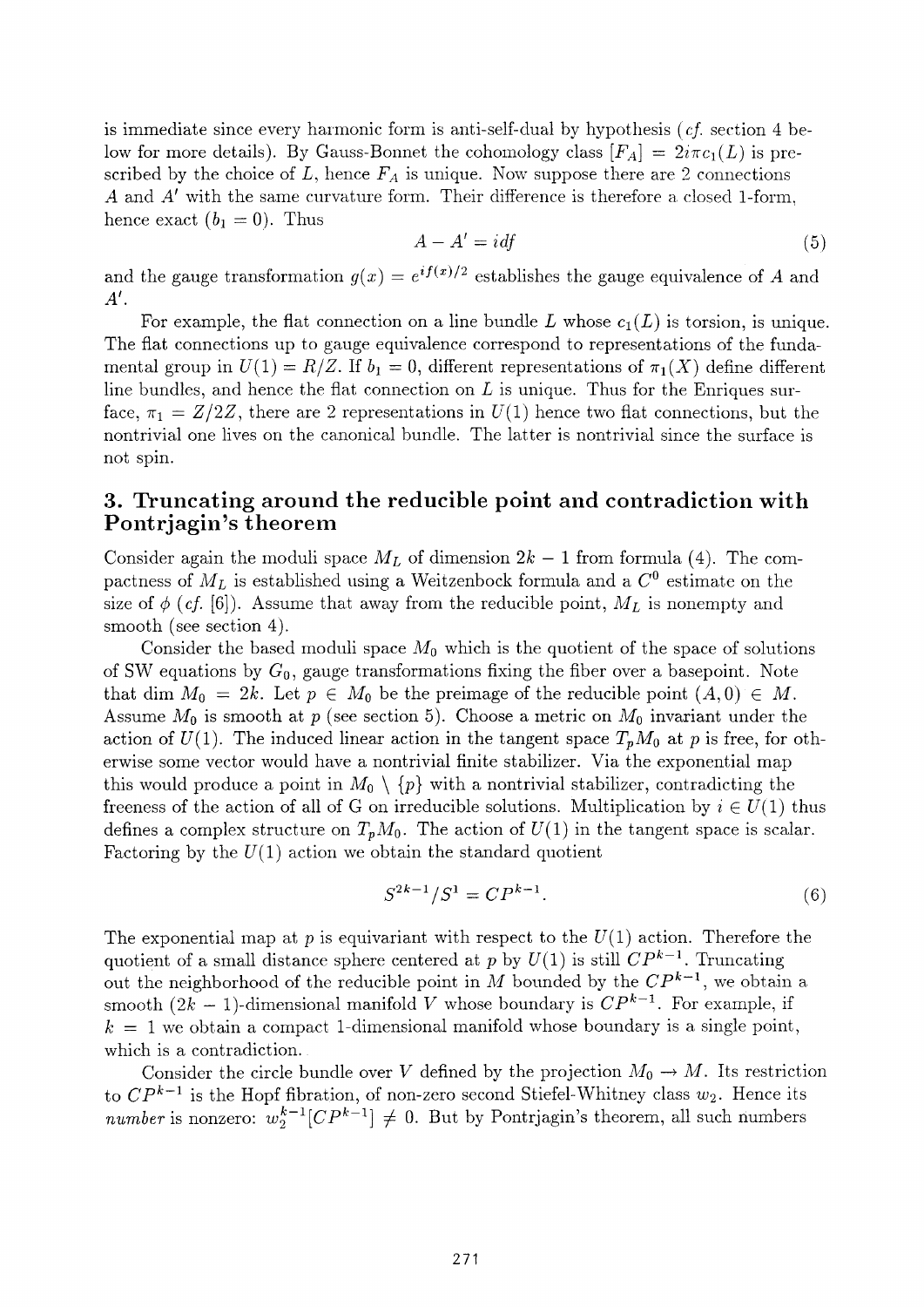is immediate since every harmonic form is anti-self-dual by hypothesis (*cf.* section 4 below for more details). By Gauss-Bonnet the cohomology class $[F_A] = 2i\pi c_1(L)$ is prescribed by the choice of $L$, hence $F_A$ is unique. Now suppose there are 2 connections $A$ and $A'$ with the same curvature form. Their difference is therefore a closed 1-form, hence exact ($b_1 = 0$). Thus

$$A - A' = idf \tag{5}$$

and the gauge transformation $g(x) = e^{if(x)/2}$ establishes the gauge equivalence of $A$ and $A'$.

For example, the flat connection on a line bundle $L$ whose $c_1(L)$ is torsion, is unique. The flat connections up to gauge equivalence correspond to representations of the fundamental group in $U(1) = R/Z$. If $b_1 = 0$, different representations of $\pi_1(X)$ define different line bundles, and hence the flat connection on $L$ is unique. Thus for the Enriques surface, $\pi_1 = Z/2Z$, there are 2 representations in $U(1)$ hence two flat connections, but the nontrivial one lives on the canonical bundle. The latter is nontrivial since the surface is not spin.

## 3. Truncating around the reducible point and contradiction with Pontrjagin's theorem

Consider again the moduli space $M_L$ of dimension $2k - 1$ from formula (4). The compactness of $M_L$ is established using a Weitzenbock formula and a $C^0$ estimate on the size of $\phi$ (*cf.* [6]). Assume that away from the reducible point, $M_L$ is nonempty and smooth (see section 4).

Consider the based moduli space $M_0$ which is the quotient of the space of solutions of SW equations by $G_0$, gauge transformations fixing the fiber over a basepoint. Note that $\dim M_0 = 2k$. Let $p \in M_0$ be the preimage of the reducible point $(A, 0) \in M$. Assume $M_0$ is smooth at $p$ (see section 5). Choose a metric on $M_0$ invariant under the action of $U(1)$. The induced linear action in the tangent space $T_pM_0$ at $p$ is free, for otherwise some vector would have a nontrivial finite stabilizer. Via the exponential map this would produce a point in $M_0 \setminus \{p\}$ with a nontrivial stabilizer, contradicting the freeness of the action of all of G on irreducible solutions. Multiplication by $i \in U(1)$ thus defines a complex structure on $T_pM_0$. The action of $U(1)$ in the tangent space is scalar. Factoring by the $U(1)$ action we obtain the standard quotient

$$S^{2k-1}/S^1 = CP^{k-1}. \tag{6}$$

The exponential map at $p$ is equivariant with respect to the $U(1)$ action. Therefore the quotient of a small distance sphere centered at $p$ by $U(1)$ is still $CP^{k-1}$. Truncating out the neighborhood of the reducible point in $M$ bounded by the $CP^{k-1}$, we obtain a smooth $(2k - 1)$-dimensional manifold $V$ whose boundary is $CP^{k-1}$. For example, if $k = 1$ we obtain a compact 1-dimensional manifold whose boundary is a single point, which is a contradiction.

Consider the circle bundle over $V$ defined by the projection $M_0 \to M$. Its restriction to $CP^{k-1}$ is the Hopf fibration, of non-zero second Stiefel-Whitney class $w_2$. Hence its *number* is nonzero: $w_2^{k-1}[CP^{k-1}] \neq 0$. But by Pontrjagin's theorem, all such numbers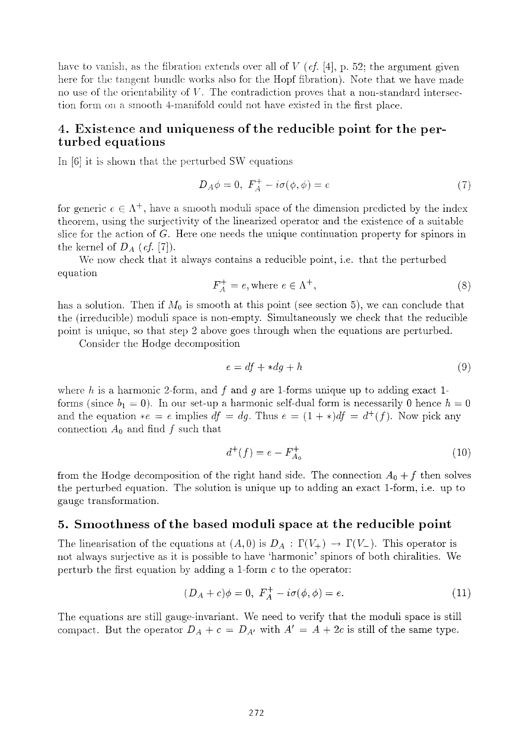have to vanish, as the fibration extends over all of $V$ (*cf.* [4], p. 52; the argument given here for the tangent bundle works also for the Hopf fibration). Note that we have made no use of the orientability of $V$. The contradiction proves that a non-standard intersection form on a smooth 4-manifold could not have existed in the first place.

## 4. Existence and uniqueness of the reducible point for the perturbed equations

In [6] it is shown that the perturbed SW equations

$$D_A \phi = 0, \; F_A^+ - i\sigma(\phi, \phi) = e \tag{7}$$

for generic $e \in \Lambda^+$, have a smooth moduli space of the dimension predicted by the index theorem, using the surjectivity of the linearized operator and the existence of a suitable slice for the action of $G$. Here one needs the unique continuation property for spinors in the kernel of $D_A$ (*cf.* [7]).

We now check that it always contains a reducible point, i.e. that the perturbed equation

$$F_A^+ = e, \text{where } e \in \Lambda^+, \tag{8}$$

has a solution. Then if $M_0$ is smooth at this point (see section 5), we can conclude that the (irreducible) moduli space is non-empty. Simultaneously we check that the reducible point is unique, so that step 2 above goes through when the equations are perturbed.

Consider the Hodge decomposition

$$e = df + *dg + h \tag{9}$$

where $h$ is a harmonic 2-form, and $f$ and $g$ are 1-forms unique up to adding exact 1-forms (since $b_1 = 0$). In our set-up a harmonic self-dual form is necessarily 0 hence $h = 0$ and the equation $*e = e$ implies $df = dg$. Thus $e = (1 + *)df = d^+(f)$. Now pick any connection $A_0$ and find $f$ such that

$$d^+(f) = e - F_{A_0}^+ \tag{10}$$

from the Hodge decomposition of the right hand side. The connection $A_0 + f$ then solves the perturbed equation. The solution is unique up to adding an exact 1-form, i.e. up to gauge transformation.

## 5. Smoothness of the based moduli space at the reducible point

The linearisation of the equations at $(A, 0)$ is $D_A : \Gamma(V_+) \to \Gamma(V_-)$. This operator is not always surjective as it is possible to have 'harmonic' spinors of both chiralities. We perturb the first equation by adding a 1-form $c$ to the operator:

$$(D_A + c)\phi = 0, \; F_A^+ - i\sigma(\phi, \phi) = e. \tag{11}$$

The equations are still gauge-invariant. We need to verify that the moduli space is still compact. But the operator $D_A + c = D_{A'}$ with $A' = A + 2c$ is still of the same type.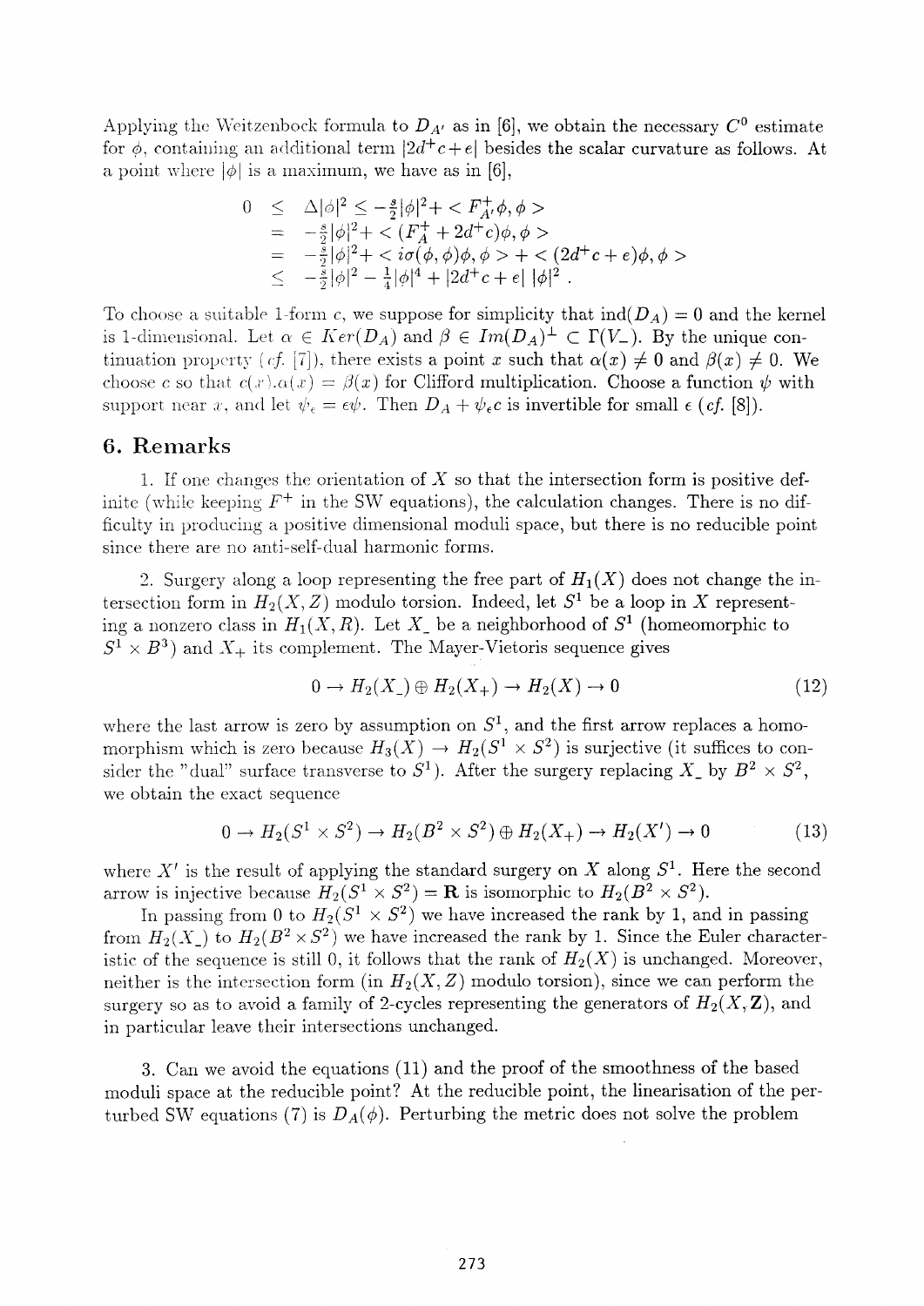Applying the Weitzenbock formula to $D_{A'}$ as in [6], we obtain the necessary $C^0$ estimate for $\phi$, containing an additional term $|2d^+c+e|$ besides the scalar curvature as follows. At a point where $|\phi|$ is a maximum, we have as in [6],

$$\begin{aligned}
0 &\leq \Delta|\phi|^2 \leq -\tfrac{s}{2}|\phi|^2 + < F^+_{A'}\phi, \phi > \\
&= -\tfrac{s}{2}|\phi|^2 + < (F^+_A + 2d^+c)\phi, \phi > \\
&= -\tfrac{s}{2}|\phi|^2 + < i\sigma(\phi,\phi)\phi, \phi > + < (2d^+c + e)\phi, \phi > \\
&\leq -\tfrac{s}{2}|\phi|^2 - \tfrac{1}{4}|\phi|^4 + |2d^+c + e|\ |\phi|^2 .
\end{aligned}$$

To choose a suitable 1-form $c$, we suppose for simplicity that $\mathrm{ind}(D_A) = 0$ and the kernel is 1-dimensional. Let $\alpha \in Ker(D_A)$ and $\beta \in Im(D_A)^\perp \subset \Gamma(V_-)$. By the unique continuation property (*cf.* [7]), there exists a point $x$ such that $\alpha(x) \neq 0$ and $\beta(x) \neq 0$. We choose $c$ so that $c(x).\alpha(x) = \beta(x)$ for Clifford multiplication. Choose a function $\psi$ with support near $x$, and let $\psi_\epsilon = \epsilon\psi$. Then $D_A + \psi_\epsilon c$ is invertible for small $\epsilon$ (*cf.* [8]).

## 6. Remarks

1. If one changes the orientation of $X$ so that the intersection form is positive definite (while keeping $F^+$ in the SW equations), the calculation changes. There is no difficulty in producing a positive dimensional moduli space, but there is no reducible point since there are no anti-self-dual harmonic forms.

2. Surgery along a loop representing the free part of $H_1(X)$ does not change the intersection form in $H_2(X, Z)$ modulo torsion. Indeed, let $S^1$ be a loop in $X$ representing a nonzero class in $H_1(X, R)$. Let $X_-$ be a neighborhood of $S^1$ (homeomorphic to $S^1 \times B^3$) and $X_+$ its complement. The Mayer-Vietoris sequence gives

$$0 \to H_2(X_-) \oplus H_2(X_+) \to H_2(X) \to 0 \tag{12}$$

where the last arrow is zero by assumption on $S^1$, and the first arrow replaces a homomorphism which is zero because $H_3(X) \to H_2(S^1 \times S^2)$ is surjective (it suffices to consider the "dual" surface transverse to $S^1$). After the surgery replacing $X_-$ by $B^2 \times S^2$, we obtain the exact sequence

$$0 \to H_2(S^1 \times S^2) \to H_2(B^2 \times S^2) \oplus H_2(X_+) \to H_2(X') \to 0 \tag{13}$$

where $X'$ is the result of applying the standard surgery on $X$ along $S^1$. Here the second arrow is injective because $H_2(S^1 \times S^2) = \mathbf{R}$ is isomorphic to $H_2(B^2 \times S^2)$.

In passing from 0 to $H_2(S^1 \times S^2)$ we have increased the rank by 1, and in passing from $H_2(X_-)$ to $H_2(B^2 \times S^2)$ we have increased the rank by 1. Since the Euler characteristic of the sequence is still 0, it follows that the rank of $H_2(X)$ is unchanged. Moreover, neither is the intersection form (in $H_2(X, Z)$ modulo torsion), since we can perform the surgery so as to avoid a family of 2-cycles representing the generators of $H_2(X, \mathbf{Z})$, and in particular leave their intersections unchanged.

3. Can we avoid the equations (11) and the proof of the smoothness of the based moduli space at the reducible point? At the reducible point, the linearisation of the perturbed SW equations (7) is $D_A(\phi)$. Perturbing the metric does not solve the problem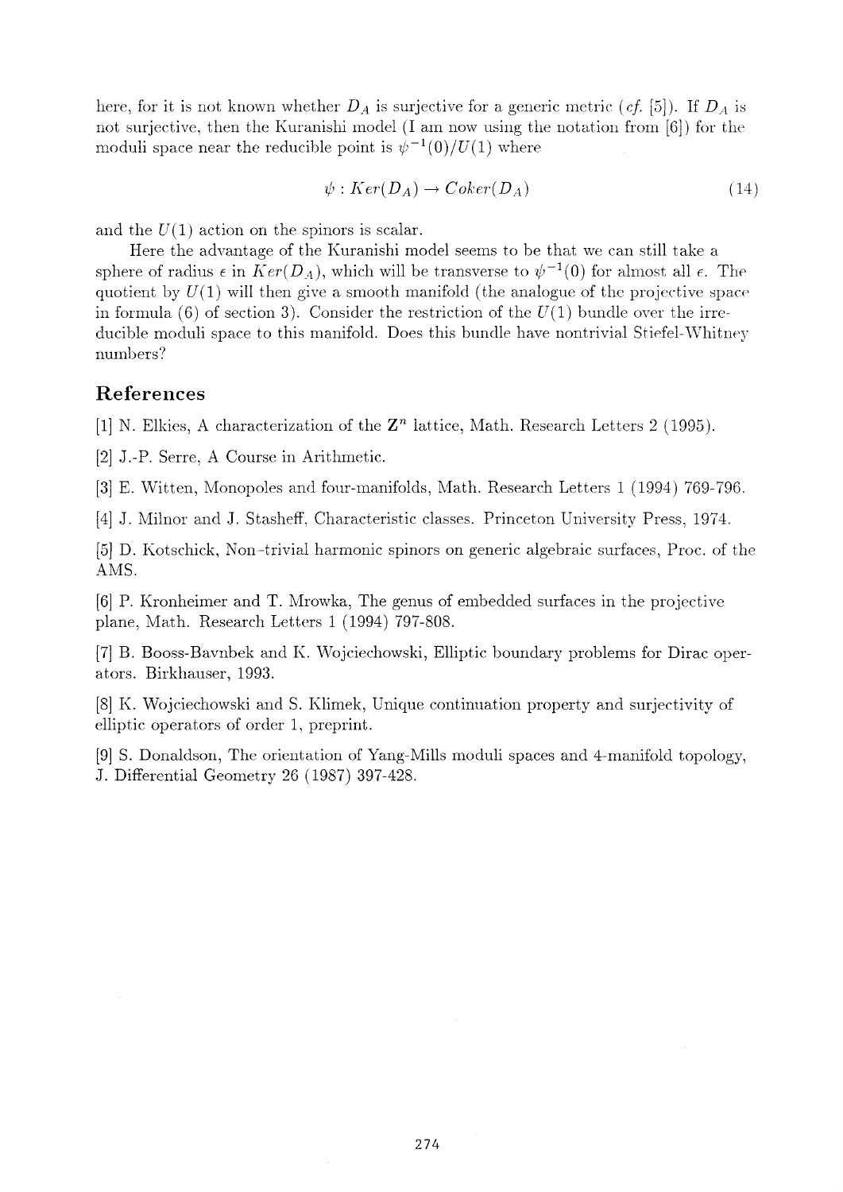here, for it is not known whether $D_A$ is surjective for a generic metric (*cf.* [5]). If $D_A$ is not surjective, then the Kuranishi model (I am now using the notation from [6]) for the moduli space near the reducible point is $\psi^{-1}(0)/U(1)$ where

$$\psi : Ker(D_A) \to Coker(D_A) \tag{14}$$

and the $U(1)$ action on the spinors is scalar.

Here the advantage of the Kuranishi model seems to be that we can still take a sphere of radius $\epsilon$ in $Ker(D_A)$, which will be transverse to $\psi^{-1}(0)$ for almost all $\epsilon$. The quotient by $U(1)$ will then give a smooth manifold (the analogue of the projective space in formula (6) of section 3). Consider the restriction of the $U(1)$ bundle over the irreducible moduli space to this manifold. Does this bundle have nontrivial Stiefel-Whitney numbers?

## References

[1] N. Elkies, A characterization of the $\mathbf{Z}^n$ lattice, Math. Research Letters 2 (1995).

[2] J.-P. Serre, A Course in Arithmetic.

[3] E. Witten, Monopoles and four-manifolds, Math. Research Letters 1 (1994) 769-796.

[4] J. Milnor and J. Stasheff, Characteristic classes. Princeton University Press, 1974.

[5] D. Kotschick, Non-trivial harmonic spinors on generic algebraic surfaces, Proc. of the AMS.

[6] P. Kronheimer and T. Mrowka, The genus of embedded surfaces in the projective plane, Math. Research Letters 1 (1994) 797-808.

[7] B. Booss-Bavnbek and K. Wojciechowski, Elliptic boundary problems for Dirac operators. Birkhauser, 1993.

[8] K. Wojciechowski and S. Klimek, Unique continuation property and surjectivity of elliptic operators of order 1, preprint.

[9] S. Donaldson, The orientation of Yang-Mills moduli spaces and 4-manifold topology, J. Differential Geometry 26 (1987) 397-428.